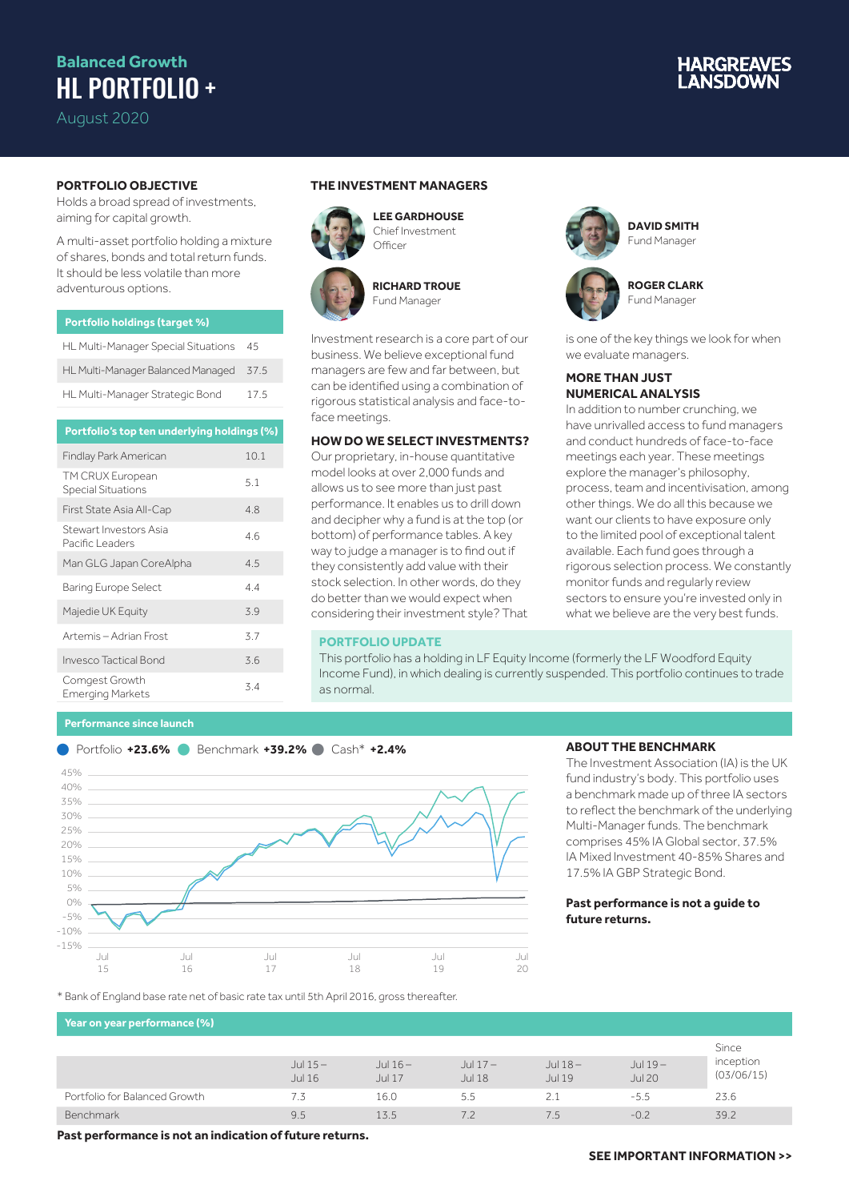# Balanced Growth

# HL PORTFOLIO +

August 2020

HARGREAVES LANSDOWN

## PORTFOLIO OBJECTIVE

Holds a broad spread of investments, aiming for capital growth.

A multi-asset portfolio holding a mixture of shares, bonds and total return funds. It should be less volatile than more adventurous options.

| Portfolio holdings (target %) | |
|---|---|
| HL Multi-Manager Special Situations | 45 |
| HL Multi-Manager Balanced Managed | 37.5 |
| HL Multi-Manager Strategic Bond | 17.5 |

| Portfolio's top ten underlying holdings (%) | |
|---|---|
| Findlay Park American | 10.1 |
| TM CRUX European Special Situations | 5.1 |
| First State Asia All-Cap | 4.8 |
| Stewart Investors Asia Pacific Leaders | 4.6 |
| Man GLG Japan CoreAlpha | 4.5 |
| Baring Europe Select | 4.4 |
| Majedie UK Equity | 3.9 |
| Artemis – Adrian Frost | 3.7 |
| Invesco Tactical Bond | 3.6 |
| Comgest Growth Emerging Markets | 3.4 |

## THE INVESTMENT MANAGERS

**LEE GARDHOUSE**
Chief Investment Officer

**RICHARD TROUE**
Fund Manager

**DAVID SMITH**
Fund Manager

**ROGER CLARK**
Fund Manager

Investment research is a core part of our business. We believe exceptional fund managers are few and far between, but can be identified using a combination of rigorous statistical analysis and face-to-face meetings.

### HOW DO WE SELECT INVESTMENTS?

Our proprietary, in-house quantitative model looks at over 2,000 funds and allows us to see more than just past performance. It enables us to drill down and decipher why a fund is at the top (or bottom) of performance tables. A key way to judge a manager is to find out if they consistently add value with their stock selection. In other words, do they do better than we would expect when considering their investment style? That is one of the key things we look for when we evaluate managers.

### MORE THAN JUST NUMERICAL ANALYSIS

In addition to number crunching, we have unrivalled access to fund managers and conduct hundreds of face-to-face meetings each year. These meetings explore the manager's philosophy, process, team and incentivisation, among other things. We do all this because we want our clients to have exposure only to the limited pool of exceptional talent available. Each fund goes through a rigorous selection process. We constantly monitor funds and regularly review sectors to ensure you're invested only in what we believe are the very best funds.

### PORTFOLIO UPDATE

This portfolio has a holding in LF Equity Income (formerly the LF Woodford Equity Income Fund), in which dealing is currently suspended. This portfolio continues to trade as normal.

## Performance since launch

Portfolio **+23.6%** Benchmark **+39.2%** Cash* **+2.4%**

\* Bank of England base rate net of basic rate tax until 5th April 2016, gross thereafter.

### ABOUT THE BENCHMARK

The Investment Association (IA) is the UK fund industry's body. This portfolio uses a benchmark made up of three IA sectors to reflect the benchmark of the underlying Multi-Manager funds. The benchmark comprises 45% IA Global sector, 37.5% IA Mixed Investment 40-85% Shares and 17.5% IA GBP Strategic Bond.

**Past performance is not a guide to future returns.**

## Year on year performance (%)

| | Jul 15 – Jul 16 | Jul 16 – Jul 17 | Jul 17 – Jul 18 | Jul 18 – Jul 19 | Jul 19 – Jul 20 | Since inception (03/06/15) |
|---|---|---|---|---|---|---|
| Portfolio for Balanced Growth | 7.3 | 16.0 | 5.5 | 2.1 | -5.5 | 23.6 |
| Benchmark | 9.5 | 13.5 | 7.2 | 7.5 | -0.2 | 39.2 |

**Past performance is not an indication of future returns.**

**SEE IMPORTANT INFORMATION >>**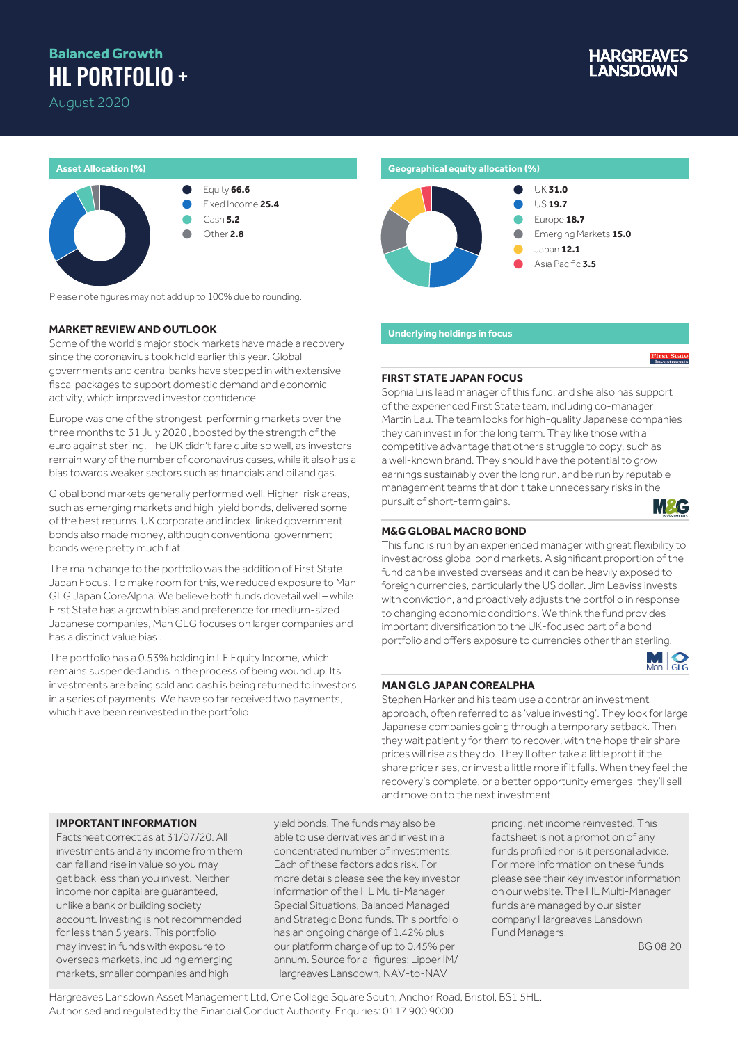Balanced Growth

# HL PORTFOLIO +

August 2020

HARGREAVES LANSDOWN

## Asset Allocation (%)

Equity **66.6**
Fixed Income **25.4**
Cash **5.2**
Other **2.8**

Please note figures may not add up to 100% due to rounding.

## Geographical equity allocation (%)

UK **31.0**
US **19.7**
Europe **18.7**
Emerging Markets **15.0**
Japan **12.1**
Asia Pacific **3.5**

### MARKET REVIEW AND OUTLOOK

Some of the world's major stock markets have made a recovery since the coronavirus took hold earlier this year. Global governments and central banks have stepped in with extensive fiscal packages to support domestic demand and economic activity, which improved investor confidence.

Europe was one of the strongest-performing markets over the three months to 31 July 2020 , boosted by the strength of the euro against sterling. The UK didn't fare quite so well, as investors remain wary of the number of coronavirus cases, while it also has a bias towards weaker sectors such as financials and oil and gas.

Global bond markets generally performed well. Higher-risk areas, such as emerging markets and high-yield bonds, delivered some of the best returns. UK corporate and index-linked government bonds also made money, although conventional government bonds were pretty much flat .

The main change to the portfolio was the addition of First State Japan Focus. To make room for this, we reduced exposure to Man GLG Japan CoreAlpha. We believe both funds dovetail well – while First State has a growth bias and preference for medium-sized Japanese companies, Man GLG focuses on larger companies and has a distinct value bias .

The portfolio has a 0.53% holding in LF Equity Income, which remains suspended and is in the process of being wound up. Its investments are being sold and cash is being returned to investors in a series of payments. We have so far received two payments, which have been reinvested in the portfolio.

## Underlying holdings in focus

### FIRST STATE JAPAN FOCUS

Sophia Li is lead manager of this fund, and she also has support of the experienced First State team, including co-manager Martin Lau. The team looks for high-quality Japanese companies they can invest in for the long term. They like those with a competitive advantage that others struggle to copy, such as a well-known brand. They should have the potential to grow earnings sustainably over the long run, and be run by reputable management teams that don't take unnecessary risks in the pursuit of short-term gains.

### M&G GLOBAL MACRO BOND

This fund is run by an experienced manager with great flexibility to invest across global bond markets. A significant proportion of the fund can be invested overseas and it can be heavily exposed to foreign currencies, particularly the US dollar. Jim Leaviss invests with conviction, and proactively adjusts the portfolio in response to changing economic conditions. We think the fund provides important diversification to the UK-focused part of a bond portfolio and offers exposure to currencies other than sterling.

### MAN GLG JAPAN COREALPHA

Stephen Harker and his team use a contrarian investment approach, often referred to as 'value investing'. They look for large Japanese companies going through a temporary setback. Then they wait patiently for them to recover, with the hope their share prices will rise as they do. They'll often take a little profit if the share price rises, or invest a little more if it falls. When they feel the recovery's complete, or a better opportunity emerges, they'll sell and move on to the next investment.

### IMPORTANT INFORMATION

Factsheet correct as at 31/07/20. All investments and any income from them can fall and rise in value so you may get back less than you invest. Neither income nor capital are guaranteed, unlike a bank or building society account. Investing is not recommended for less than 5 years. This portfolio may invest in funds with exposure to overseas markets, including emerging markets, smaller companies and high yield bonds. The funds may also be able to use derivatives and invest in a concentrated number of investments. Each of these factors adds risk. For more details please see the key investor information of the HL Multi-Manager Special Situations, Balanced Managed and Strategic Bond funds. This portfolio has an ongoing charge of 1.42% plus our platform charge of up to 0.45% per annum. Source for all figures: Lipper IM/ Hargreaves Lansdown, NAV-to-NAV pricing, net income reinvested. This factsheet is not a promotion of any funds profiled nor is it personal advice. For more information on these funds please see their key investor information on our website. The HL Multi-Manager funds are managed by our sister company Hargreaves Lansdown Fund Managers.

BG 08.20

Hargreaves Lansdown Asset Management Ltd, One College Square South, Anchor Road, Bristol, BS1 5HL. Authorised and regulated by the Financial Conduct Authority. Enquiries: 0117 900 9000